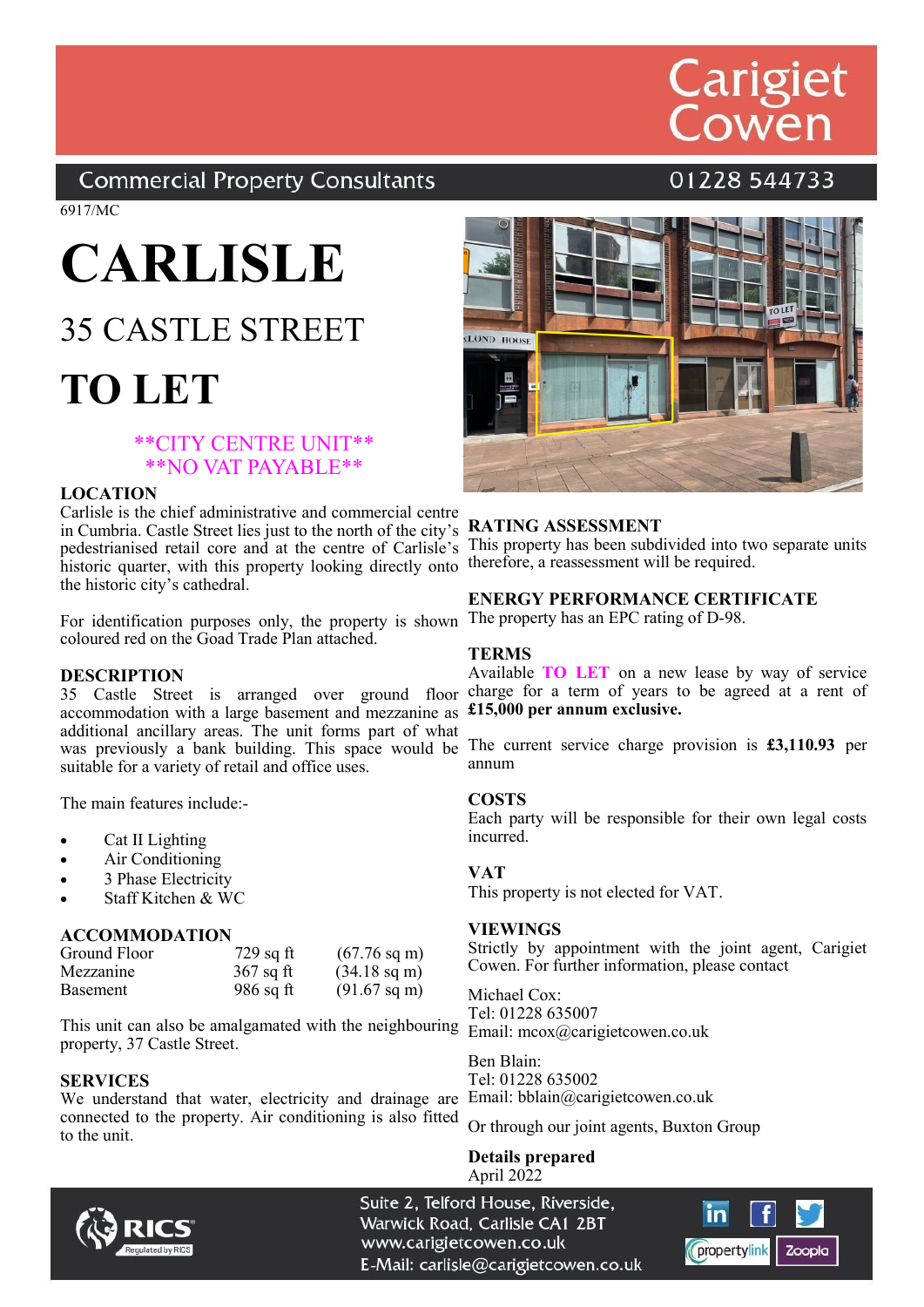Carigiet Cowen

Commercial Property Consultants — 01228 544733

6917/MC

# CARLISLE

## 35 CASTLE STREET

# TO LET

**CITY CENTRE UNIT**
**NO VAT PAYABLE**

### LOCATION

Carlisle is the chief administrative and commercial centre in Cumbria. Castle Street lies just to the north of the city's pedestrianised retail core and at the centre of Carlisle's historic quarter, with this property looking directly onto the historic city's cathedral.

For identification purposes only, the property is shown coloured red on the Goad Trade Plan attached.

### DESCRIPTION

35 Castle Street is arranged over ground floor accommodation with a large basement and mezzanine as additional ancillary areas. The unit forms part of what was previously a bank building. This space would be suitable for a variety of retail and office uses.

The main features include:-

- Cat II Lighting
- Air Conditioning
- 3 Phase Electricity
- Staff Kitchen & WC

### ACCOMMODATION

| | | |
|---|---|---|
| Ground Floor | 729 sq ft | (67.76 sq m) |
| Mezzanine | 367 sq ft | (34.18 sq m) |
| Basement | 986 sq ft | (91.67 sq m) |

This unit can also be amalgamated with the neighbouring property, 37 Castle Street.

### SERVICES

We understand that water, electricity and drainage are connected to the property. Air conditioning is also fitted to the unit.

### RATING ASSESSMENT

This property has been subdivided into two separate units therefore, a reassessment will be required.

### ENERGY PERFORMANCE CERTIFICATE

The property has an EPC rating of D-98.

### TERMS

Available **TO LET** on a new lease by way of service charge for a term of years to be agreed at a rent of **£15,000 per annum exclusive.**

The current service charge provision is **£3,110.93** per annum

### COSTS

Each party will be responsible for their own legal costs incurred.

### VAT

This property is not elected for VAT.

### VIEWINGS

Strictly by appointment with the joint agent, Carigiet Cowen. For further information, please contact

Michael Cox:
Tel: 01228 635007
Email: mcox@carigietcowen.co.uk

Ben Blain:
Tel: 01228 635002
Email: bblain@carigietcowen.co.uk

Or through our joint agents, Buxton Group

**Details prepared**
April 2022

Suite 2, Telford House, Riverside,
Warwick Road, Carlisle CA1 2BT
www.carigietcowen.co.uk
E-Mail: carlisle@carigietcowen.co.uk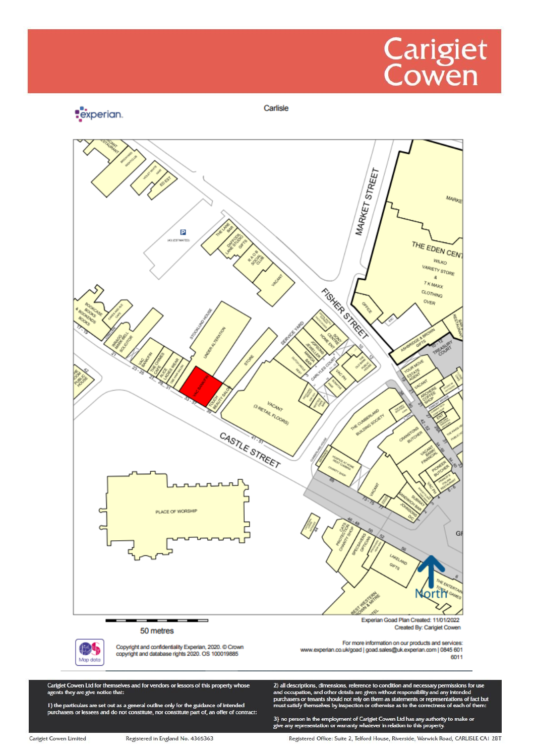Carigiet Cowen

experian.

Carlisle

MARKET STREET

THE EDEN CENT

FISHER STREET

CASTLE STREET

PLACE OF WORSHIP

50 metres

North

Experian Goad Plan Created: 11/01/2022
Created By: Carigiet Cowen

Copyright and confidentiality Experian, 2020. © Crown copyright and database rights 2020. OS 100019885

For more information on our products and services:
www.experian.co.uk/goad | goad.sales@uk.experian.com | 0845 601 6011

Carigiet Cowen Ltd for themselves and for vendors or lessors of this property whose agents they are give notice that:

1) the particulars are set out as a general outline only for the guidance of intended purchasers or lessees and do not constitute, nor constitute part of, an offer of contract:

2) all descriptions, dimensions, reference to condition and necessary permissions for use and occupation, and other details are given without responsibility and any intended purchasers or tenants should not rely on them as statements or representations of fact but must satisfy themselves by inspection or otherwise as to the correctness of each of them:

3) no person in the employment of Carigiet Cowen Ltd has any authority to make or give any representation or warranty whatever in relation to this property.

Carigiet Cowen Limited Registered in England No. 4365363 Registered Office: Suite 2, Telford House, Riverside, Warwick Road, CARLISLE CA1 2BT